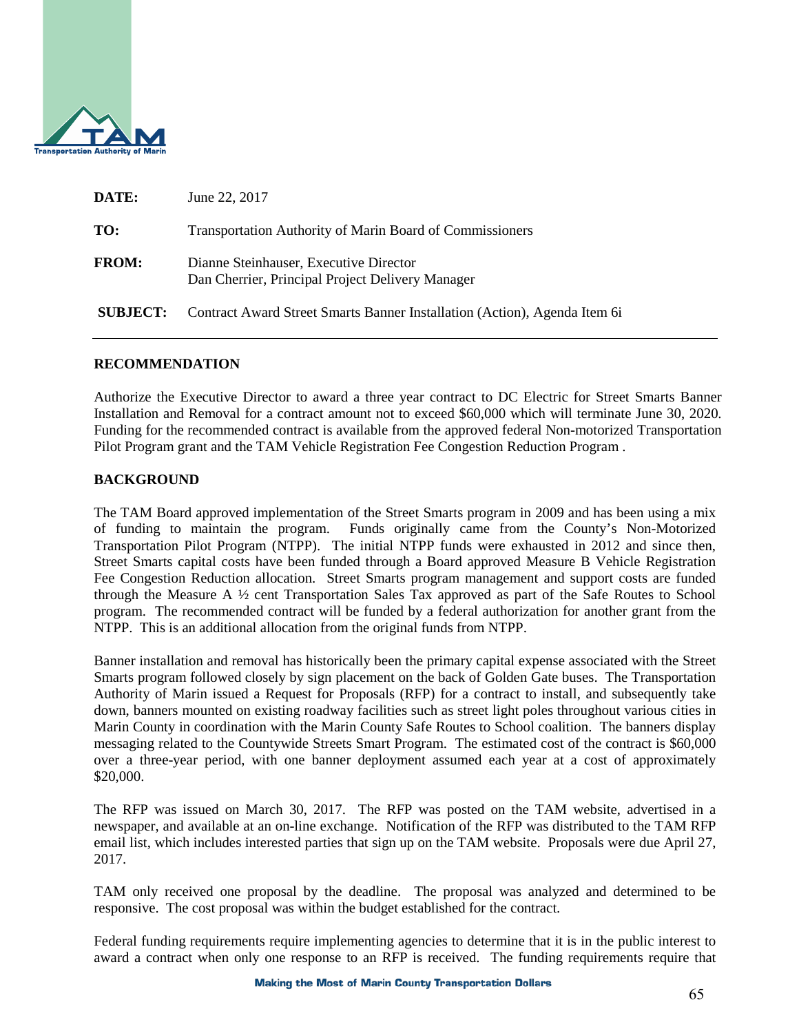| | |
|---|---|
| **DATE:** | June 22, 2017 |
| **TO:** | Transportation Authority of Marin Board of Commissioners |
| **FROM:** | Dianne Steinhauser, Executive Director<br>Dan Cherrier, Principal Project Delivery Manager |
| **SUBJECT:** | Contract Award Street Smarts Banner Installation (Action), Agenda Item 6i |

## RECOMMENDATION

Authorize the Executive Director to award a three year contract to DC Electric for Street Smarts Banner Installation and Removal for a contract amount not to exceed $60,000 which will terminate June 30, 2020. Funding for the recommended contract is available from the approved federal Non-motorized Transportation Pilot Program grant and the TAM Vehicle Registration Fee Congestion Reduction Program .

## BACKGROUND

The TAM Board approved implementation of the Street Smarts program in 2009 and has been using a mix of funding to maintain the program. Funds originally came from the County's Non-Motorized Transportation Pilot Program (NTPP). The initial NTPP funds were exhausted in 2012 and since then, Street Smarts capital costs have been funded through a Board approved Measure B Vehicle Registration Fee Congestion Reduction allocation. Street Smarts program management and support costs are funded through the Measure A ½ cent Transportation Sales Tax approved as part of the Safe Routes to School program. The recommended contract will be funded by a federal authorization for another grant from the NTPP. This is an additional allocation from the original funds from NTPP.

Banner installation and removal has historically been the primary capital expense associated with the Street Smarts program followed closely by sign placement on the back of Golden Gate buses. The Transportation Authority of Marin issued a Request for Proposals (RFP) for a contract to install, and subsequently take down, banners mounted on existing roadway facilities such as street light poles throughout various cities in Marin County in coordination with the Marin County Safe Routes to School coalition. The banners display messaging related to the Countywide Streets Smart Program. The estimated cost of the contract is $60,000 over a three-year period, with one banner deployment assumed each year at a cost of approximately $20,000.

The RFP was issued on March 30, 2017. The RFP was posted on the TAM website, advertised in a newspaper, and available at an on-line exchange. Notification of the RFP was distributed to the TAM RFP email list, which includes interested parties that sign up on the TAM website. Proposals were due April 27, 2017.

TAM only received one proposal by the deadline. The proposal was analyzed and determined to be responsive. The cost proposal was within the budget established for the contract.

Federal funding requirements require implementing agencies to determine that it is in the public interest to award a contract when only one response to an RFP is received. The funding requirements require that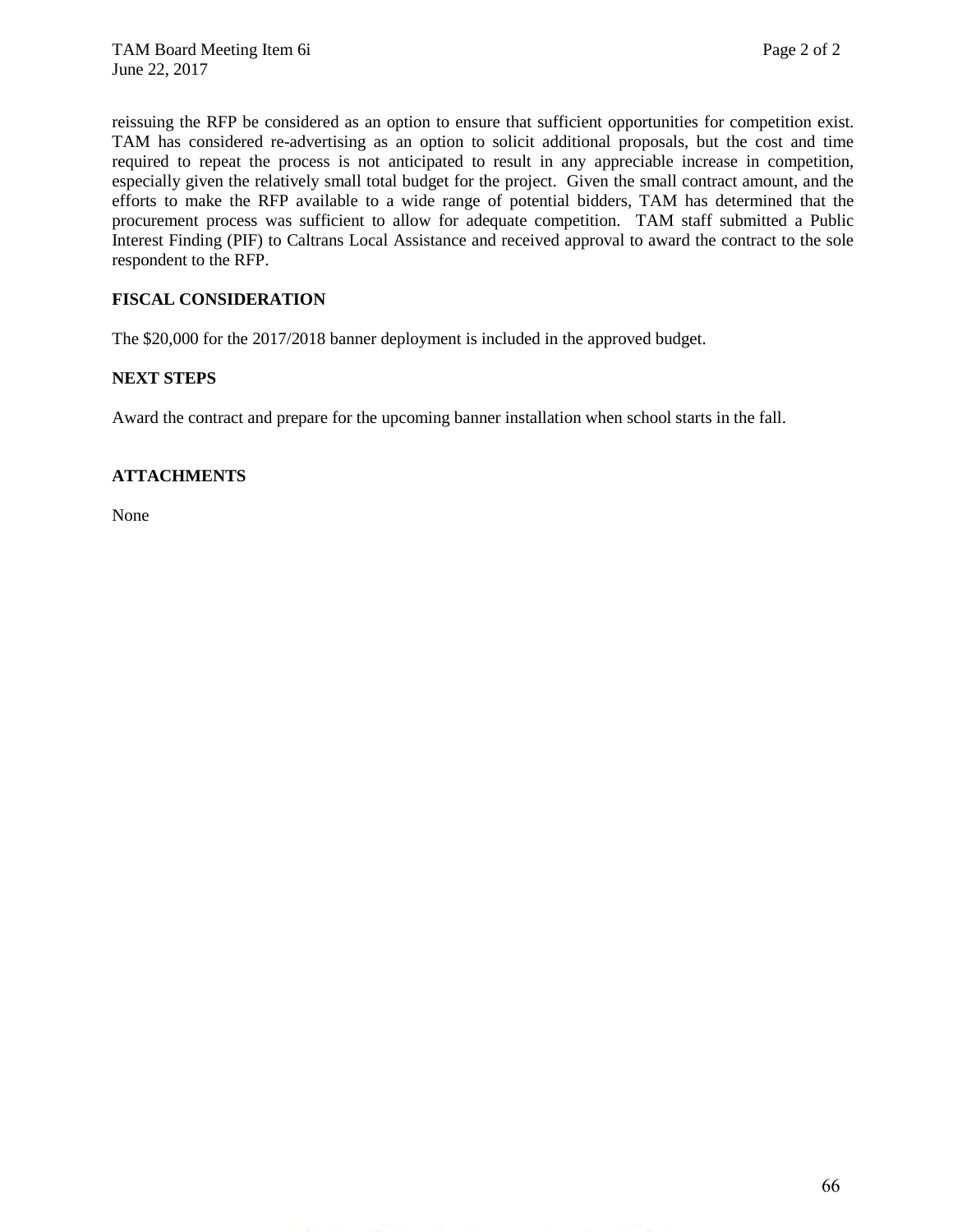reissuing the RFP be considered as an option to ensure that sufficient opportunities for competition exist. TAM has considered re-advertising as an option to solicit additional proposals, but the cost and time required to repeat the process is not anticipated to result in any appreciable increase in competition, especially given the relatively small total budget for the project. Given the small contract amount, and the efforts to make the RFP available to a wide range of potential bidders, TAM has determined that the procurement process was sufficient to allow for adequate competition. TAM staff submitted a Public Interest Finding (PIF) to Caltrans Local Assistance and received approval to award the contract to the sole respondent to the RFP.

**FISCAL CONSIDERATION**

The $20,000 for the 2017/2018 banner deployment is included in the approved budget.

**NEXT STEPS**

Award the contract and prepare for the upcoming banner installation when school starts in the fall.

**ATTACHMENTS**

None